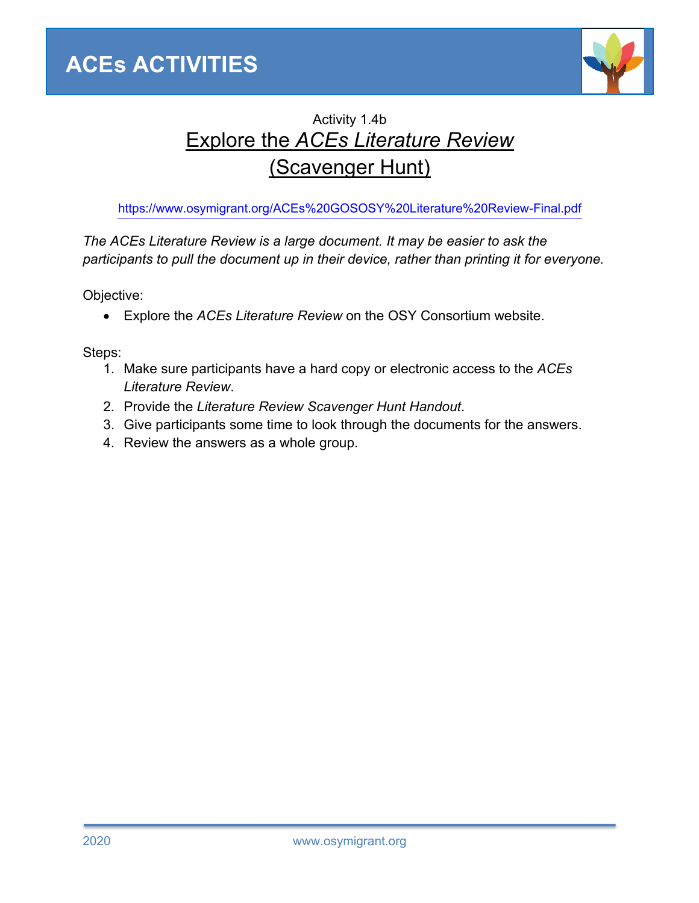# ACEs ACTIVITIES

Activity 1.4b

## Explore the *ACEs Literature Review* (Scavenger Hunt)

https://www.osymigrant.org/ACEs%20GOSOSY%20Literature%20Review-Final.pdf

*The ACEs Literature Review is a large document. It may be easier to ask the participants to pull the document up in their device, rather than printing it for everyone.*

Objective:

- Explore the *ACEs Literature Review* on the OSY Consortium website.

Steps:

1. Make sure participants have a hard copy or electronic access to the *ACEs Literature Review*.
2. Provide the *Literature Review Scavenger Hunt Handout*.
3. Give participants some time to look through the documents for the answers.
4. Review the answers as a whole group.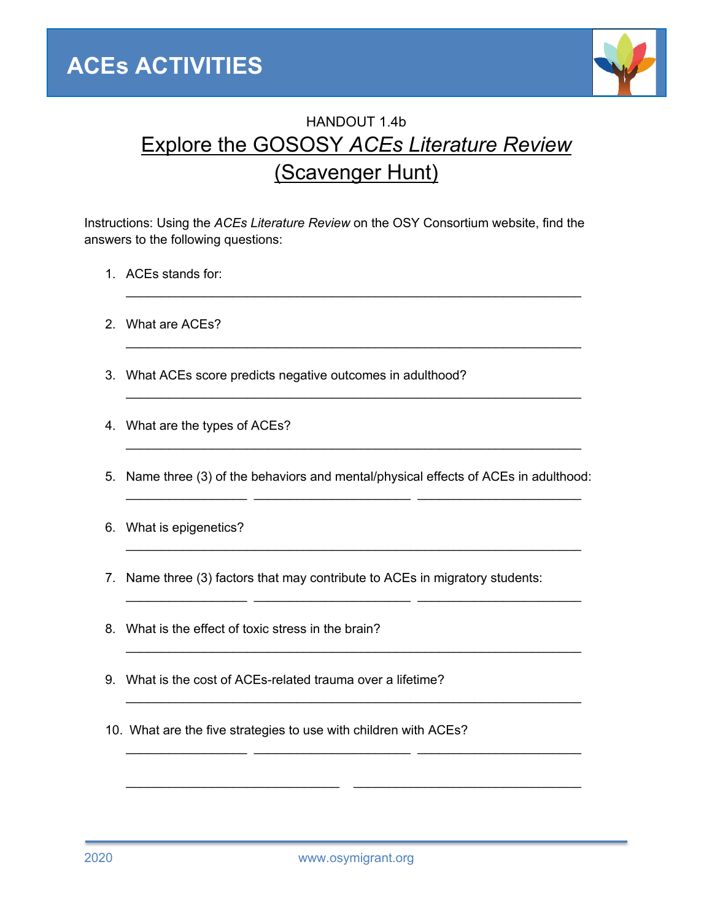# ACEs ACTIVITIES

HANDOUT 1.4b

## Explore the GOSOSY *ACEs Literature Review* (Scavenger Hunt)

Instructions: Using the *ACEs Literature Review* on the OSY Consortium website, find the answers to the following questions:

1. ACEs stands for:
   ______________________________________________________________
2. What are ACEs?
   ______________________________________________________________
3. What ACEs score predicts negative outcomes in adulthood?
   ______________________________________________________________
4. What are the types of ACEs?
   ______________________________________________________________
5. Name three (3) of the behaviors and mental/physical effects of ACEs in adulthood:
   ________________ ____________________ _____________________
6. What is epigenetics?
   ______________________________________________________________
7. Name three (3) factors that may contribute to ACEs in migratory students:
   ________________ ____________________ _____________________
8. What is the effect of toxic stress in the brain?
   ______________________________________________________________
9. What is the cost of ACEs-related trauma over a lifetime?
   ______________________________________________________________
10. What are the five strategies to use with children with ACEs?
    ________________ ____________________ _____________________

    ___________________________ _____________________________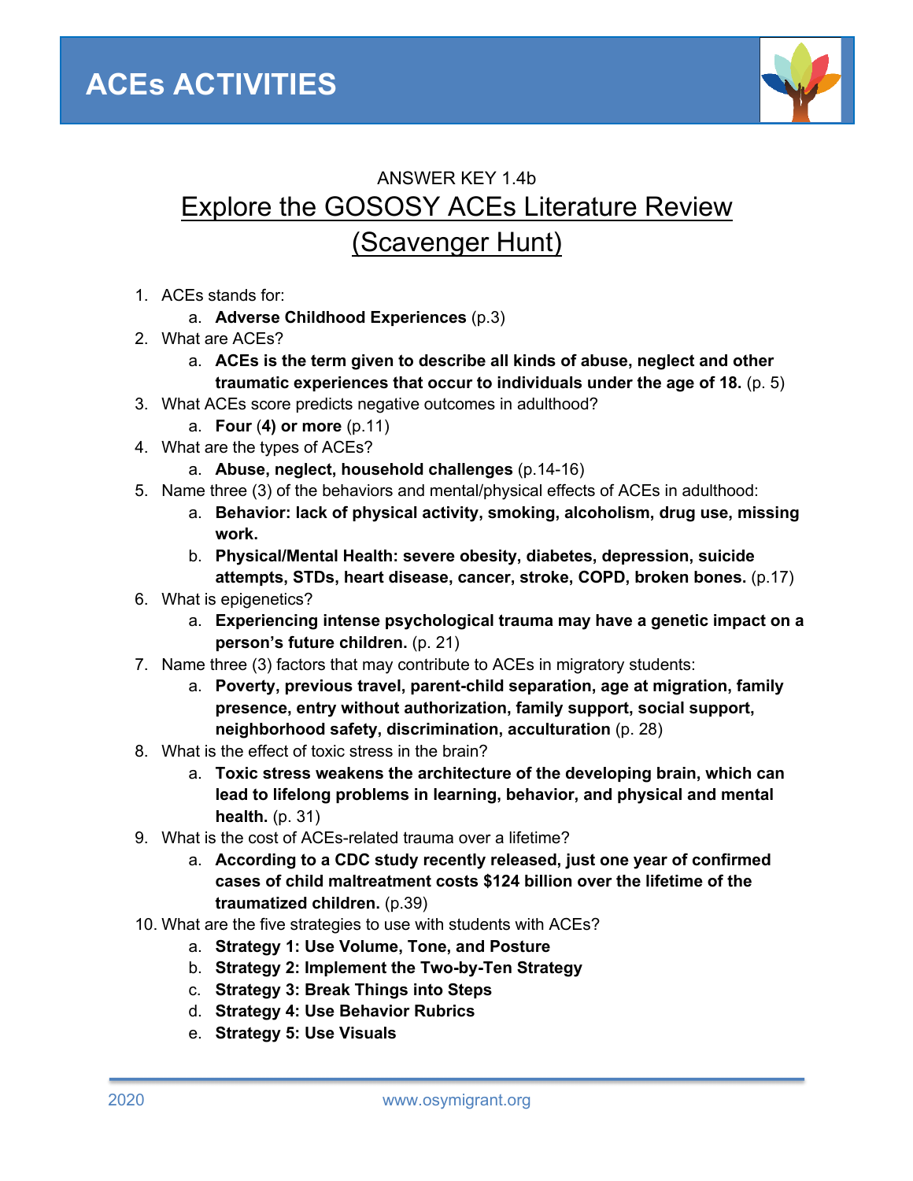# ACEs ACTIVITIES

ANSWER KEY 1.4b

## Explore the GOSOSY ACEs Literature Review (Scavenger Hunt)

1. ACEs stands for:
   a. **Adverse Childhood Experiences** (p.3)
2. What are ACEs?
   a. **ACEs is the term given to describe all kinds of abuse, neglect and other traumatic experiences that occur to individuals under the age of 18.** (p. 5)
3. What ACEs score predicts negative outcomes in adulthood?
   a. **Four** (**4**) **or more** (p.11)
4. What are the types of ACEs?
   a. **Abuse, neglect, household challenges** (p.14-16)
5. Name three (3) of the behaviors and mental/physical effects of ACEs in adulthood:
   a. **Behavior: lack of physical activity, smoking, alcoholism, drug use, missing work.**
   b. **Physical/Mental Health: severe obesity, diabetes, depression, suicide attempts, STDs, heart disease, cancer, stroke, COPD, broken bones.** (p.17)
6. What is epigenetics?
   a. **Experiencing intense psychological trauma may have a genetic impact on a person's future children.** (p. 21)
7. Name three (3) factors that may contribute to ACEs in migratory students:
   a. **Poverty, previous travel, parent-child separation, age at migration, family presence, entry without authorization, family support, social support, neighborhood safety, discrimination, acculturation** (p. 28)
8. What is the effect of toxic stress in the brain?
   a. **Toxic stress weakens the architecture of the developing brain, which can lead to lifelong problems in learning, behavior, and physical and mental health.** (p. 31)
9. What is the cost of ACEs-related trauma over a lifetime?
   a. **According to a CDC study recently released, just one year of confirmed cases of child maltreatment costs $124 billion over the lifetime of the traumatized children.** (p.39)
10. What are the five strategies to use with students with ACEs?
    a. **Strategy 1: Use Volume, Tone, and Posture**
    b. **Strategy 2: Implement the Two-by-Ten Strategy**
    c. **Strategy 3: Break Things into Steps**
    d. **Strategy 4: Use Behavior Rubrics**
    e. **Strategy 5: Use Visuals**

2020 www.osymigrant.org